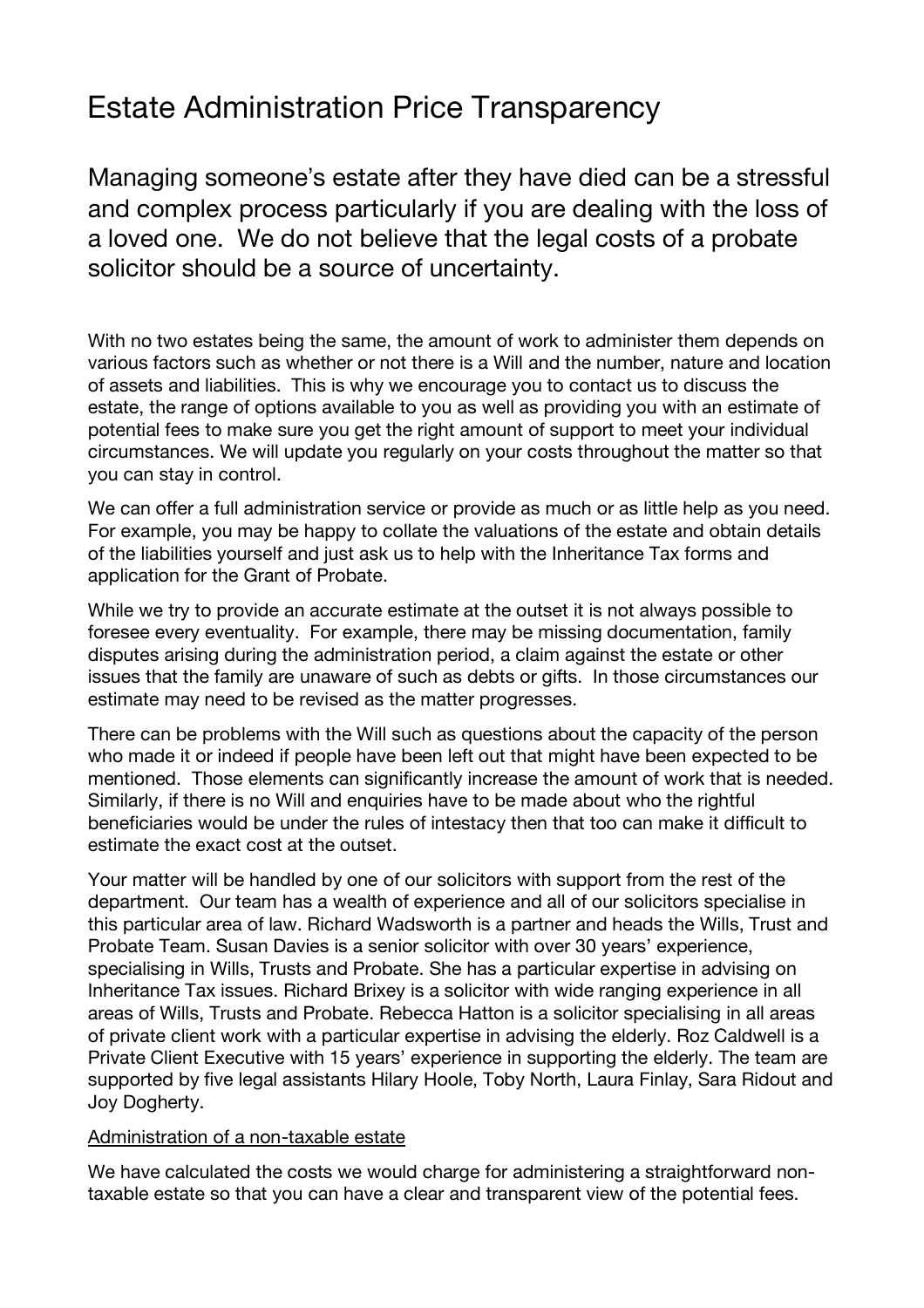# Estate Administration Price Transparency

## Managing someone's estate after they have died can be a stressful and complex process particularly if you are dealing with the loss of a loved one. We do not believe that the legal costs of a probate solicitor should be a source of uncertainty.

With no two estates being the same, the amount of work to administer them depends on various factors such as whether or not there is a Will and the number, nature and location of assets and liabilities. This is why we encourage you to contact us to discuss the estate, the range of options available to you as well as providing you with an estimate of potential fees to make sure you get the right amount of support to meet your individual circumstances. We will update you regularly on your costs throughout the matter so that you can stay in control.

We can offer a full administration service or provide as much or as little help as you need. For example, you may be happy to collate the valuations of the estate and obtain details of the liabilities yourself and just ask us to help with the Inheritance Tax forms and application for the Grant of Probate.

While we try to provide an accurate estimate at the outset it is not always possible to foresee every eventuality. For example, there may be missing documentation, family disputes arising during the administration period, a claim against the estate or other issues that the family are unaware of such as debts or gifts. In those circumstances our estimate may need to be revised as the matter progresses.

There can be problems with the Will such as questions about the capacity of the person who made it or indeed if people have been left out that might have been expected to be mentioned. Those elements can significantly increase the amount of work that is needed. Similarly, if there is no Will and enquiries have to be made about who the rightful beneficiaries would be under the rules of intestacy then that too can make it difficult to estimate the exact cost at the outset.

Your matter will be handled by one of our solicitors with support from the rest of the department. Our team has a wealth of experience and all of our solicitors specialise in this particular area of law. Richard Wadsworth is a partner and heads the Wills, Trust and Probate Team. Susan Davies is a senior solicitor with over 30 years' experience, specialising in Wills, Trusts and Probate. She has a particular expertise in advising on Inheritance Tax issues. Richard Brixey is a solicitor with wide ranging experience in all areas of Wills, Trusts and Probate. Rebecca Hatton is a solicitor specialising in all areas of private client work with a particular expertise in advising the elderly. Roz Caldwell is a Private Client Executive with 15 years' experience in supporting the elderly. The team are supported by five legal assistants Hilary Hoole, Toby North, Laura Finlay, Sara Ridout and Joy Dogherty.

<u>Administration of a non-taxable estate</u>

We have calculated the costs we would charge for administering a straightforward non-taxable estate so that you can have a clear and transparent view of the potential fees.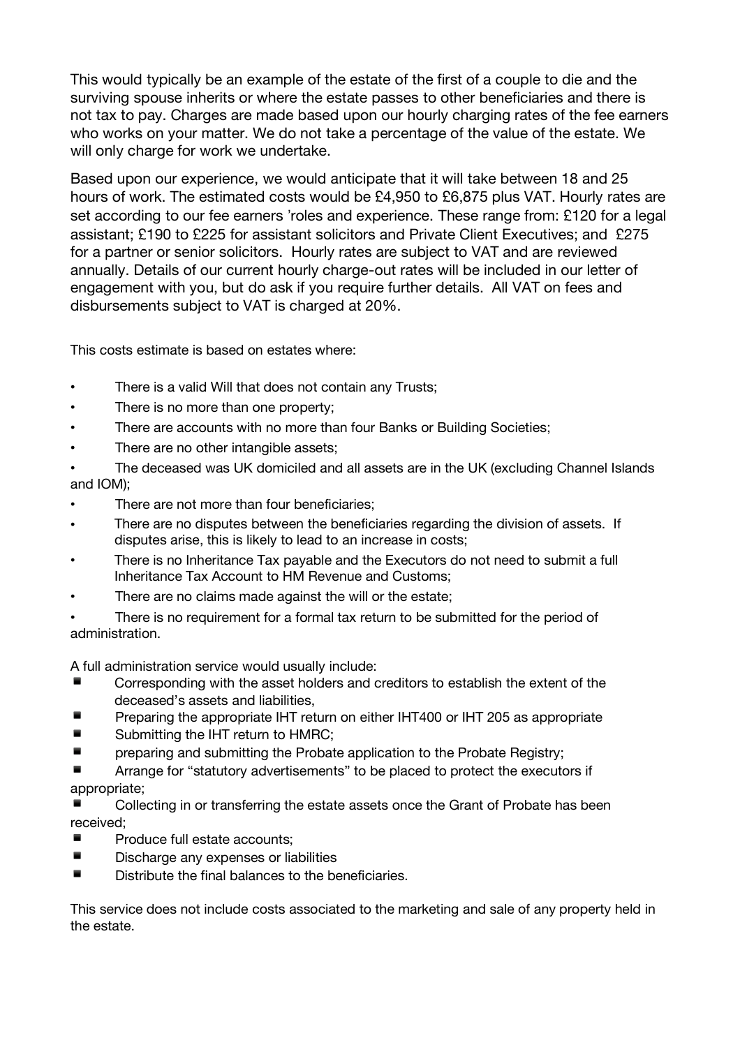This would typically be an example of the estate of the first of a couple to die and the surviving spouse inherits or where the estate passes to other beneficiaries and there is not tax to pay. Charges are made based upon our hourly charging rates of the fee earners who works on your matter. We do not take a percentage of the value of the estate. We will only charge for work we undertake.

Based upon our experience, we would anticipate that it will take between 18 and 25 hours of work. The estimated costs would be £4,950 to £6,875 plus VAT. Hourly rates are set according to our fee earners 'roles and experience. These range from: £120 for a legal assistant; £190 to £225 for assistant solicitors and Private Client Executives; and £275 for a partner or senior solicitors. Hourly rates are subject to VAT and are reviewed annually. Details of our current hourly charge-out rates will be included in our letter of engagement with you, but do ask if you require further details. All VAT on fees and disbursements subject to VAT is charged at 20%.

This costs estimate is based on estates where:

- There is a valid Will that does not contain any Trusts;
- There is no more than one property;
- There are accounts with no more than four Banks or Building Societies;
- There are no other intangible assets;
- The deceased was UK domiciled and all assets are in the UK (excluding Channel Islands and IOM);
- There are not more than four beneficiaries;
- There are no disputes between the beneficiaries regarding the division of assets. If disputes arise, this is likely to lead to an increase in costs;
- There is no Inheritance Tax payable and the Executors do not need to submit a full Inheritance Tax Account to HM Revenue and Customs;
- There are no claims made against the will or the estate;
- There is no requirement for a formal tax return to be submitted for the period of administration.

A full administration service would usually include:

- Corresponding with the asset holders and creditors to establish the extent of the deceased's assets and liabilities,
- Preparing the appropriate IHT return on either IHT400 or IHT 205 as appropriate
- Submitting the IHT return to HMRC;
- preparing and submitting the Probate application to the Probate Registry;
- Arrange for "statutory advertisements" to be placed to protect the executors if appropriate;
- Collecting in or transferring the estate assets once the Grant of Probate has been received;
- Produce full estate accounts;
- Discharge any expenses or liabilities
- Distribute the final balances to the beneficiaries.

This service does not include costs associated to the marketing and sale of any property held in the estate.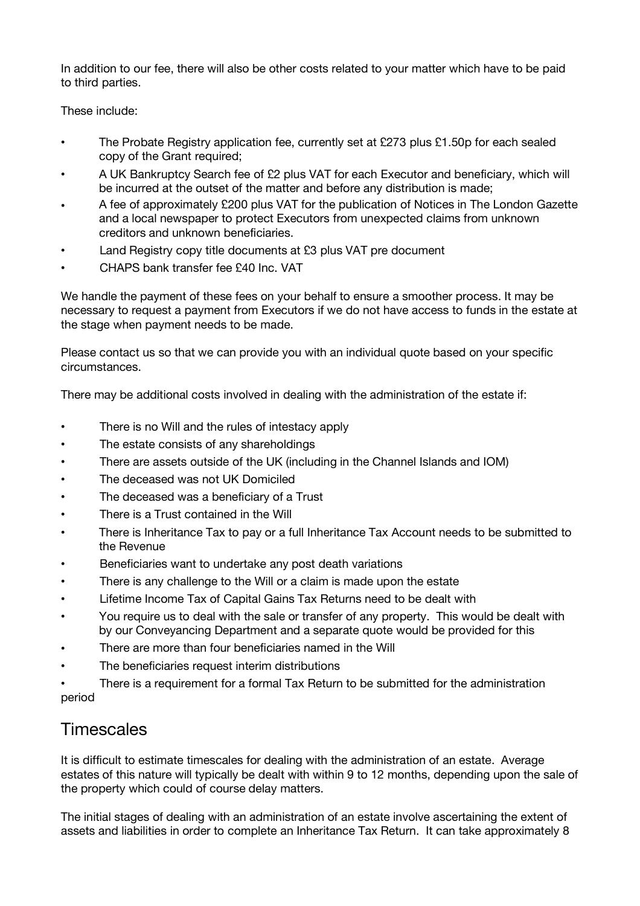In addition to our fee, there will also be other costs related to your matter which have to be paid to third parties.

These include:

- The Probate Registry application fee, currently set at £273 plus £1.50p for each sealed copy of the Grant required;
- A UK Bankruptcy Search fee of £2 plus VAT for each Executor and beneficiary, which will be incurred at the outset of the matter and before any distribution is made;
- A fee of approximately £200 plus VAT for the publication of Notices in The London Gazette and a local newspaper to protect Executors from unexpected claims from unknown creditors and unknown beneficiaries.
- Land Registry copy title documents at £3 plus VAT pre document
- CHAPS bank transfer fee £40 Inc. VAT

We handle the payment of these fees on your behalf to ensure a smoother process. It may be necessary to request a payment from Executors if we do not have access to funds in the estate at the stage when payment needs to be made.

Please contact us so that we can provide you with an individual quote based on your specific circumstances.

There may be additional costs involved in dealing with the administration of the estate if:

- There is no Will and the rules of intestacy apply
- The estate consists of any shareholdings
- There are assets outside of the UK (including in the Channel Islands and IOM)
- The deceased was not UK Domiciled
- The deceased was a beneficiary of a Trust
- There is a Trust contained in the Will
- There is Inheritance Tax to pay or a full Inheritance Tax Account needs to be submitted to the Revenue
- Beneficiaries want to undertake any post death variations
- There is any challenge to the Will or a claim is made upon the estate
- Lifetime Income Tax of Capital Gains Tax Returns need to be dealt with
- You require us to deal with the sale or transfer of any property. This would be dealt with by our Conveyancing Department and a separate quote would be provided for this
- There are more than four beneficiaries named in the Will
- The beneficiaries request interim distributions
- There is a requirement for a formal Tax Return to be submitted for the administration period

## Timescales

It is difficult to estimate timescales for dealing with the administration of an estate. Average estates of this nature will typically be dealt with within 9 to 12 months, depending upon the sale of the property which could of course delay matters.

The initial stages of dealing with an administration of an estate involve ascertaining the extent of assets and liabilities in order to complete an Inheritance Tax Return. It can take approximately 8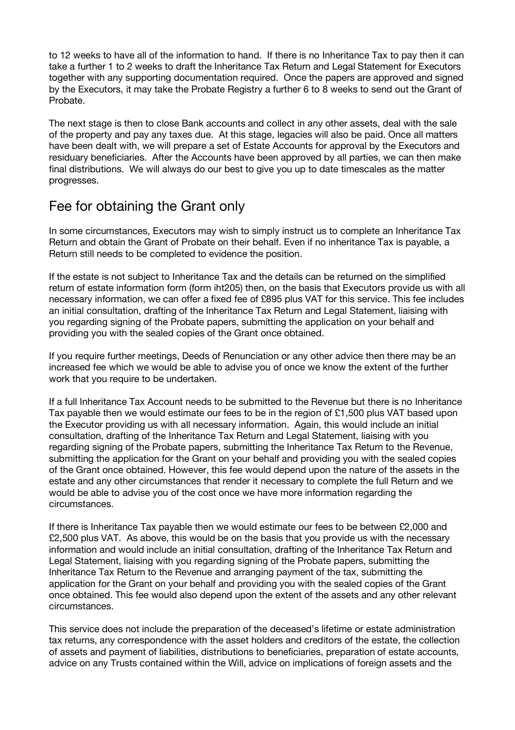to 12 weeks to have all of the information to hand. If there is no Inheritance Tax to pay then it can take a further 1 to 2 weeks to draft the Inheritance Tax Return and Legal Statement for Executors together with any supporting documentation required. Once the papers are approved and signed by the Executors, it may take the Probate Registry a further 6 to 8 weeks to send out the Grant of Probate.

The next stage is then to close Bank accounts and collect in any other assets, deal with the sale of the property and pay any taxes due. At this stage, legacies will also be paid. Once all matters have been dealt with, we will prepare a set of Estate Accounts for approval by the Executors and residuary beneficiaries. After the Accounts have been approved by all parties, we can then make final distributions. We will always do our best to give you up to date timescales as the matter progresses.

## Fee for obtaining the Grant only

In some circumstances, Executors may wish to simply instruct us to complete an Inheritance Tax Return and obtain the Grant of Probate on their behalf. Even if no inheritance Tax is payable, a Return still needs to be completed to evidence the position.

If the estate is not subject to Inheritance Tax and the details can be returned on the simplified return of estate information form (form iht205) then, on the basis that Executors provide us with all necessary information, we can offer a fixed fee of £895 plus VAT for this service. This fee includes an initial consultation, drafting of the Inheritance Tax Return and Legal Statement, liaising with you regarding signing of the Probate papers, submitting the application on your behalf and providing you with the sealed copies of the Grant once obtained.

If you require further meetings, Deeds of Renunciation or any other advice then there may be an increased fee which we would be able to advise you of once we know the extent of the further work that you require to be undertaken.

If a full Inheritance Tax Account needs to be submitted to the Revenue but there is no Inheritance Tax payable then we would estimate our fees to be in the region of £1,500 plus VAT based upon the Executor providing us with all necessary information. Again, this would include an initial consultation, drafting of the Inheritance Tax Return and Legal Statement, liaising with you regarding signing of the Probate papers, submitting the Inheritance Tax Return to the Revenue, submitting the application for the Grant on your behalf and providing you with the sealed copies of the Grant once obtained. However, this fee would depend upon the nature of the assets in the estate and any other circumstances that render it necessary to complete the full Return and we would be able to advise you of the cost once we have more information regarding the circumstances.

If there is Inheritance Tax payable then we would estimate our fees to be between £2,000 and £2,500 plus VAT. As above, this would be on the basis that you provide us with the necessary information and would include an initial consultation, drafting of the Inheritance Tax Return and Legal Statement, liaising with you regarding signing of the Probate papers, submitting the Inheritance Tax Return to the Revenue and arranging payment of the tax, submitting the application for the Grant on your behalf and providing you with the sealed copies of the Grant once obtained. This fee would also depend upon the extent of the assets and any other relevant circumstances.

This service does not include the preparation of the deceased's lifetime or estate administration tax returns, any correspondence with the asset holders and creditors of the estate, the collection of assets and payment of liabilities, distributions to beneficiaries, preparation of estate accounts, advice on any Trusts contained within the Will, advice on implications of foreign assets and the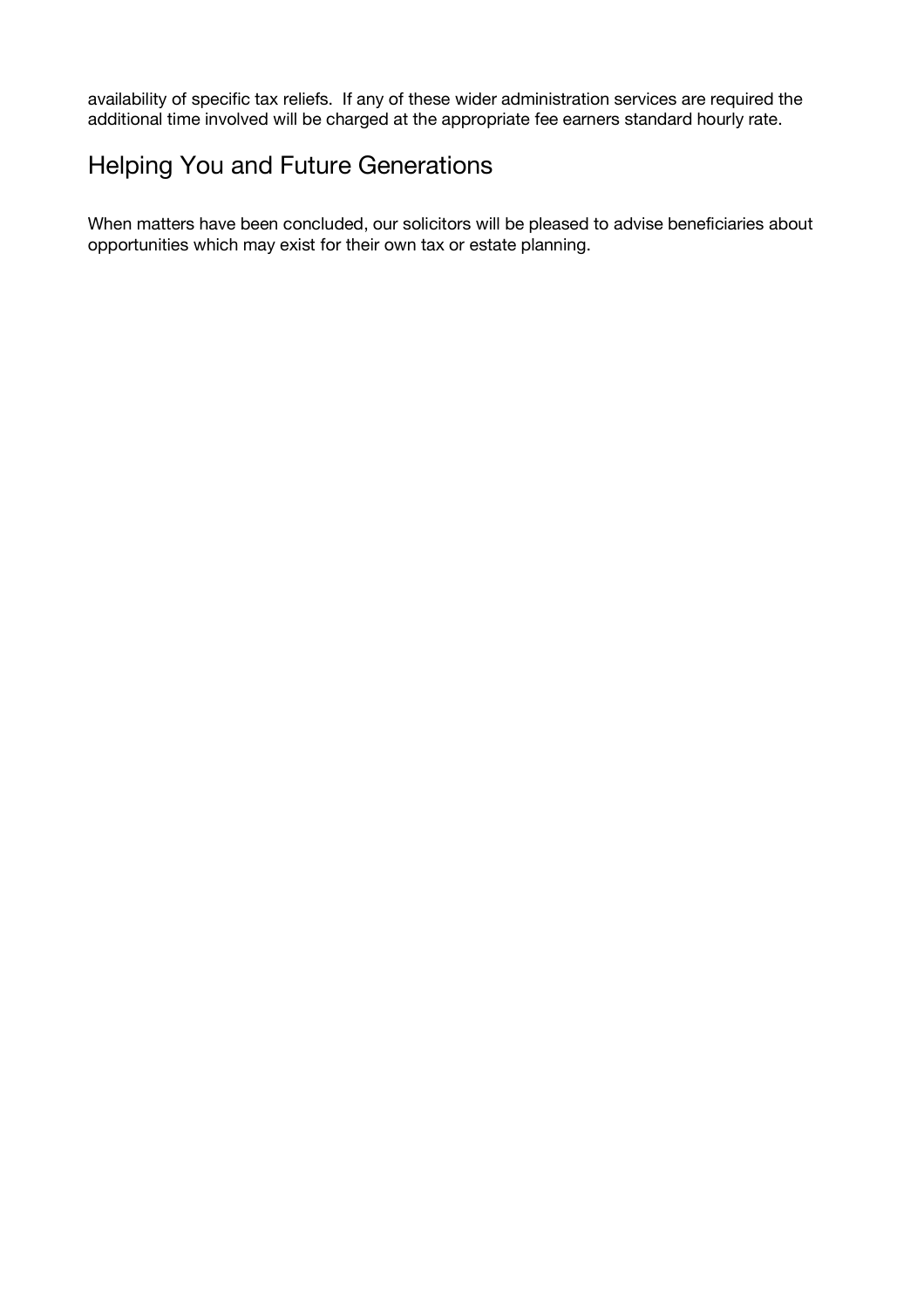availability of specific tax reliefs. If any of these wider administration services are required the additional time involved will be charged at the appropriate fee earners standard hourly rate.

## Helping You and Future Generations

When matters have been concluded, our solicitors will be pleased to advise beneficiaries about opportunities which may exist for their own tax or estate planning.